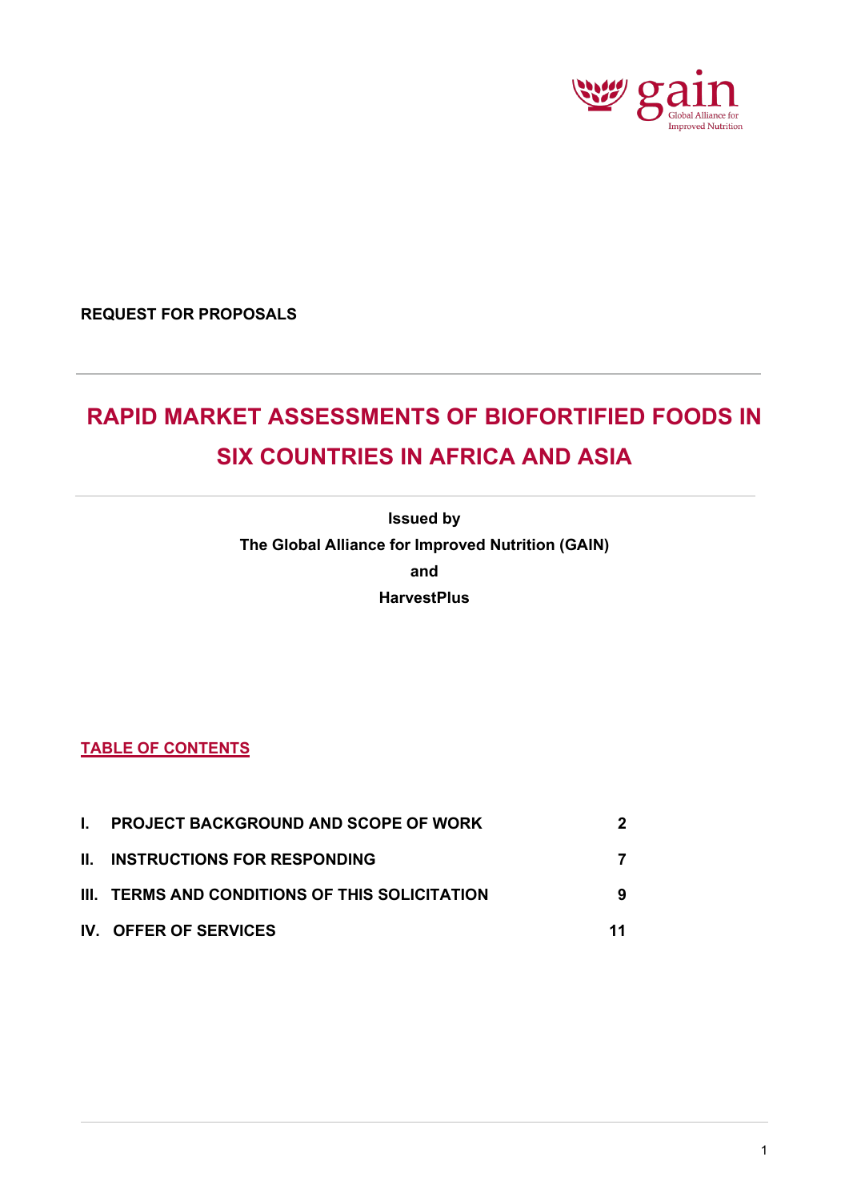REQUEST FOR PROPOSALS

# RAPID MARKET ASSESSMENTS OF BIOFORTIFIED FOODS IN SIX COUNTRIES IN AFRICA AND ASIA

**Issued by**

**The Global Alliance for Improved Nutrition (GAIN)**

**and**

**HarvestPlus**

## TABLE OF CONTENTS

| | | |
|---|---|---|
| **I.** | **PROJECT BACKGROUND AND SCOPE OF WORK** | **2** |
| **II.** | **INSTRUCTIONS FOR RESPONDING** | **7** |
| **III.** | **TERMS AND CONDITIONS OF THIS SOLICITATION** | **9** |
| **IV.** | **OFFER OF SERVICES** | **11** |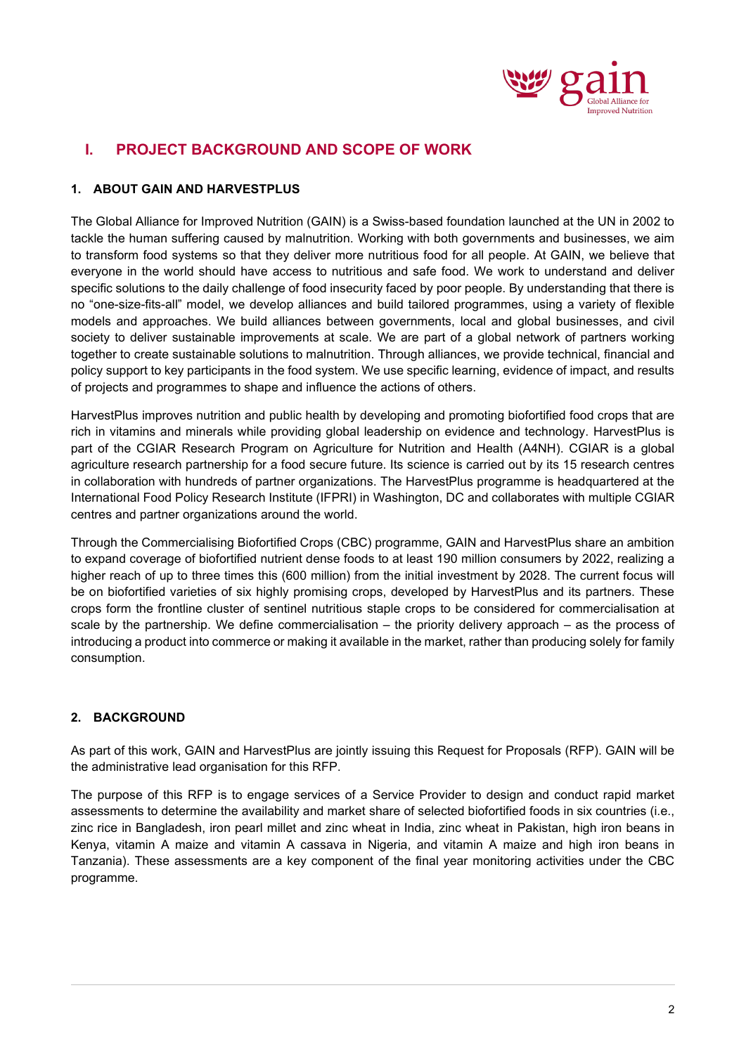## I. PROJECT BACKGROUND AND SCOPE OF WORK

### 1. ABOUT GAIN AND HARVESTPLUS

The Global Alliance for Improved Nutrition (GAIN) is a Swiss-based foundation launched at the UN in 2002 to tackle the human suffering caused by malnutrition. Working with both governments and businesses, we aim to transform food systems so that they deliver more nutritious food for all people. At GAIN, we believe that everyone in the world should have access to nutritious and safe food. We work to understand and deliver specific solutions to the daily challenge of food insecurity faced by poor people. By understanding that there is no "one-size-fits-all" model, we develop alliances and build tailored programmes, using a variety of flexible models and approaches. We build alliances between governments, local and global businesses, and civil society to deliver sustainable improvements at scale. We are part of a global network of partners working together to create sustainable solutions to malnutrition. Through alliances, we provide technical, financial and policy support to key participants in the food system. We use specific learning, evidence of impact, and results of projects and programmes to shape and influence the actions of others.

HarvestPlus improves nutrition and public health by developing and promoting biofortified food crops that are rich in vitamins and minerals while providing global leadership on evidence and technology. HarvestPlus is part of the CGIAR Research Program on Agriculture for Nutrition and Health (A4NH). CGIAR is a global agriculture research partnership for a food secure future. Its science is carried out by its 15 research centres in collaboration with hundreds of partner organizations. The HarvestPlus programme is headquartered at the International Food Policy Research Institute (IFPRI) in Washington, DC and collaborates with multiple CGIAR centres and partner organizations around the world.

Through the Commercialising Biofortified Crops (CBC) programme, GAIN and HarvestPlus share an ambition to expand coverage of biofortified nutrient dense foods to at least 190 million consumers by 2022, realizing a higher reach of up to three times this (600 million) from the initial investment by 2028. The current focus will be on biofortified varieties of six highly promising crops, developed by HarvestPlus and its partners. These crops form the frontline cluster of sentinel nutritious staple crops to be considered for commercialisation at scale by the partnership. We define commercialisation – the priority delivery approach – as the process of introducing a product into commerce or making it available in the market, rather than producing solely for family consumption.

### 2. BACKGROUND

As part of this work, GAIN and HarvestPlus are jointly issuing this Request for Proposals (RFP). GAIN will be the administrative lead organisation for this RFP.

The purpose of this RFP is to engage services of a Service Provider to design and conduct rapid market assessments to determine the availability and market share of selected biofortified foods in six countries (i.e., zinc rice in Bangladesh, iron pearl millet and zinc wheat in India, zinc wheat in Pakistan, high iron beans in Kenya, vitamin A maize and vitamin A cassava in Nigeria, and vitamin A maize and high iron beans in Tanzania). These assessments are a key component of the final year monitoring activities under the CBC programme.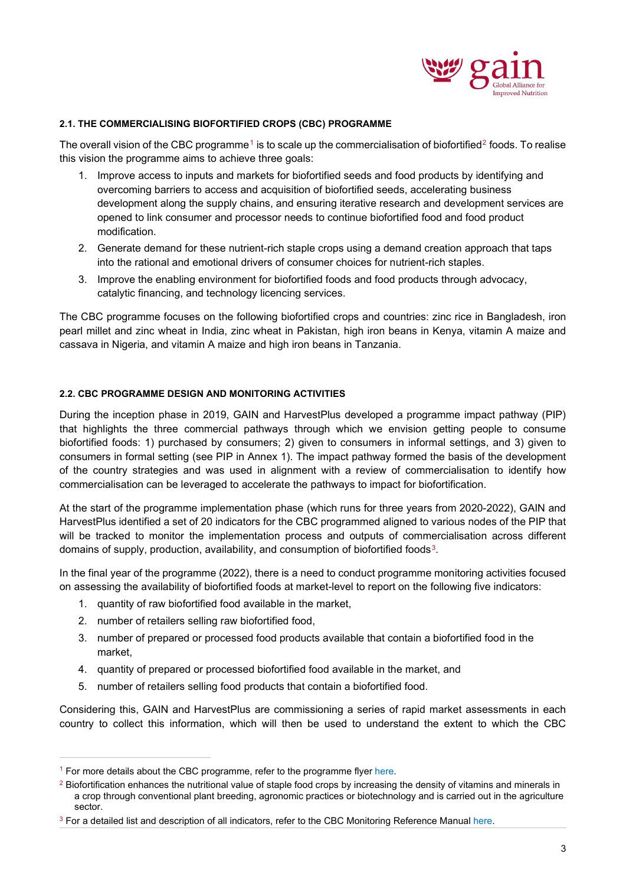## 2.1. THE COMMERCIALISING BIOFORTIFIED CROPS (CBC) PROGRAMME

The overall vision of the CBC programme[1] is to scale up the commercialisation of biofortified[2] foods. To realise this vision the programme aims to achieve three goals:

1. Improve access to inputs and markets for biofortified seeds and food products by identifying and overcoming barriers to access and acquisition of biofortified seeds, accelerating business development along the supply chains, and ensuring iterative research and development services are opened to link consumer and processor needs to continue biofortified food and food product modification.
2. Generate demand for these nutrient-rich staple crops using a demand creation approach that taps into the rational and emotional drivers of consumer choices for nutrient-rich staples.
3. Improve the enabling environment for biofortified foods and food products through advocacy, catalytic financing, and technology licencing services.

The CBC programme focuses on the following biofortified crops and countries: zinc rice in Bangladesh, iron pearl millet and zinc wheat in India, zinc wheat in Pakistan, high iron beans in Kenya, vitamin A maize and cassava in Nigeria, and vitamin A maize and high iron beans in Tanzania.

## 2.2. CBC PROGRAMME DESIGN AND MONITORING ACTIVITIES

During the inception phase in 2019, GAIN and HarvestPlus developed a programme impact pathway (PIP) that highlights the three commercial pathways through which we envision getting people to consume biofortified foods: 1) purchased by consumers; 2) given to consumers in informal settings, and 3) given to consumers in formal setting (see PIP in Annex 1). The impact pathway formed the basis of the development of the country strategies and was used in alignment with a review of commercialisation to identify how commercialisation can be leveraged to accelerate the pathways to impact for biofortification.

At the start of the programme implementation phase (which runs for three years from 2020-2022), GAIN and HarvestPlus identified a set of 20 indicators for the CBC programmed aligned to various nodes of the PIP that will be tracked to monitor the implementation process and outputs of commercialisation across different domains of supply, production, availability, and consumption of biofortified foods[3].

In the final year of the programme (2022), there is a need to conduct programme monitoring activities focused on assessing the availability of biofortified foods at market-level to report on the following five indicators:

1. quantity of raw biofortified food available in the market,
2. number of retailers selling raw biofortified food,
3. number of prepared or processed food products available that contain a biofortified food in the market,
4. quantity of prepared or processed biofortified food available in the market, and
5. number of retailers selling food products that contain a biofortified food.

Considering this, GAIN and HarvestPlus are commissioning a series of rapid market assessments in each country to collect this information, which will then be used to understand the extent to which the CBC

---

[1] For more details about the CBC programme, refer to the programme flyer here.

[2] Biofortification enhances the nutritional value of staple food crops by increasing the density of vitamins and minerals in a crop through conventional plant breeding, agronomic practices or biotechnology and is carried out in the agriculture sector.

[3] For a detailed list and description of all indicators, refer to the CBC Monitoring Reference Manual here.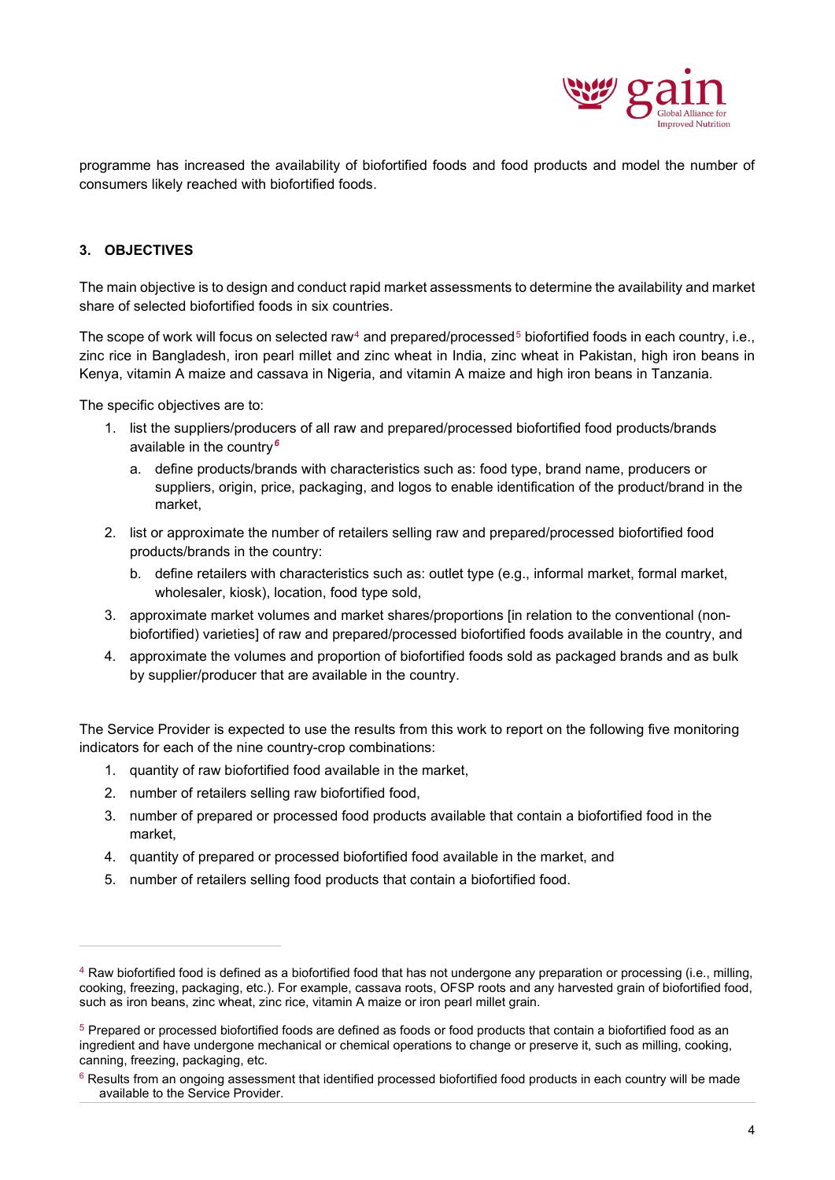programme has increased the availability of biofortified foods and food products and model the number of consumers likely reached with biofortified foods.

## 3. OBJECTIVES

The main objective is to design and conduct rapid market assessments to determine the availability and market share of selected biofortified foods in six countries.

The scope of work will focus on selected raw[4] and prepared/processed[5] biofortified foods in each country, i.e., zinc rice in Bangladesh, iron pearl millet and zinc wheat in India, zinc wheat in Pakistan, high iron beans in Kenya, vitamin A maize and cassava in Nigeria, and vitamin A maize and high iron beans in Tanzania.

The specific objectives are to:

1. list the suppliers/producers of all raw and prepared/processed biofortified food products/brands available in the country[6]
    a. define products/brands with characteristics such as: food type, brand name, producers or suppliers, origin, price, packaging, and logos to enable identification of the product/brand in the market,
2. list or approximate the number of retailers selling raw and prepared/processed biofortified food products/brands in the country:
    b. define retailers with characteristics such as: outlet type (e.g., informal market, formal market, wholesaler, kiosk), location, food type sold,
3. approximate market volumes and market shares/proportions [in relation to the conventional (non-biofortified) varieties] of raw and prepared/processed biofortified foods available in the country, and
4. approximate the volumes and proportion of biofortified foods sold as packaged brands and as bulk by supplier/producer that are available in the country.

The Service Provider is expected to use the results from this work to report on the following five monitoring indicators for each of the nine country-crop combinations:

1. quantity of raw biofortified food available in the market,
2. number of retailers selling raw biofortified food,
3. number of prepared or processed food products available that contain a biofortified food in the market,
4. quantity of prepared or processed biofortified food available in the market, and
5. number of retailers selling food products that contain a biofortified food.

---

[4] Raw biofortified food is defined as a biofortified food that has not undergone any preparation or processing (i.e., milling, cooking, freezing, packaging, etc.). For example, cassava roots, OFSP roots and any harvested grain of biofortified food, such as iron beans, zinc wheat, zinc rice, vitamin A maize or iron pearl millet grain.

[5] Prepared or processed biofortified foods are defined as foods or food products that contain a biofortified food as an ingredient and have undergone mechanical or chemical operations to change or preserve it, such as milling, cooking, canning, freezing, packaging, etc.

[6] Results from an ongoing assessment that identified processed biofortified food products in each country will be made available to the Service Provider.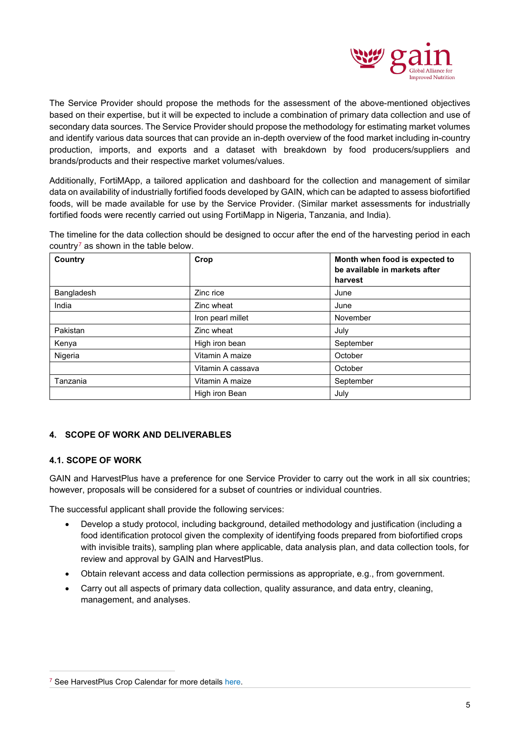The Service Provider should propose the methods for the assessment of the above-mentioned objectives based on their expertise, but it will be expected to include a combination of primary data collection and use of secondary data sources. The Service Provider should propose the methodology for estimating market volumes and identify various data sources that can provide an in-depth overview of the food market including in-country production, imports, and exports and a dataset with breakdown by food producers/suppliers and brands/products and their respective market volumes/values.

Additionally, FortiMApp, a tailored application and dashboard for the collection and management of similar data on availability of industrially fortified foods developed by GAIN, which can be adapted to assess biofortified foods, will be made available for use by the Service Provider. (Similar market assessments for industrially fortified foods were recently carried out using FortiMapp in Nigeria, Tanzania, and India).

The timeline for the data collection should be designed to occur after the end of the harvesting period in each country[7] as shown in the table below.

| Country | Crop | Month when food is expected to be available in markets after harvest |
|---|---|---|
| Bangladesh | Zinc rice | June |
| India | Zinc wheat | June |
| | Iron pearl millet | November |
| Pakistan | Zinc wheat | July |
| Kenya | High iron bean | September |
| Nigeria | Vitamin A maize | October |
| | Vitamin A cassava | October |
| Tanzania | Vitamin A maize | September |
| | High iron Bean | July |

## 4. SCOPE OF WORK AND DELIVERABLES

### 4.1. SCOPE OF WORK

GAIN and HarvestPlus have a preference for one Service Provider to carry out the work in all six countries; however, proposals will be considered for a subset of countries or individual countries.

The successful applicant shall provide the following services:

- Develop a study protocol, including background, detailed methodology and justification (including a food identification protocol given the complexity of identifying foods prepared from biofortified crops with invisible traits), sampling plan where applicable, data analysis plan, and data collection tools, for review and approval by GAIN and HarvestPlus.
- Obtain relevant access and data collection permissions as appropriate, e.g., from government.
- Carry out all aspects of primary data collection, quality assurance, and data entry, cleaning, management, and analyses.

[7] See HarvestPlus Crop Calendar for more details here.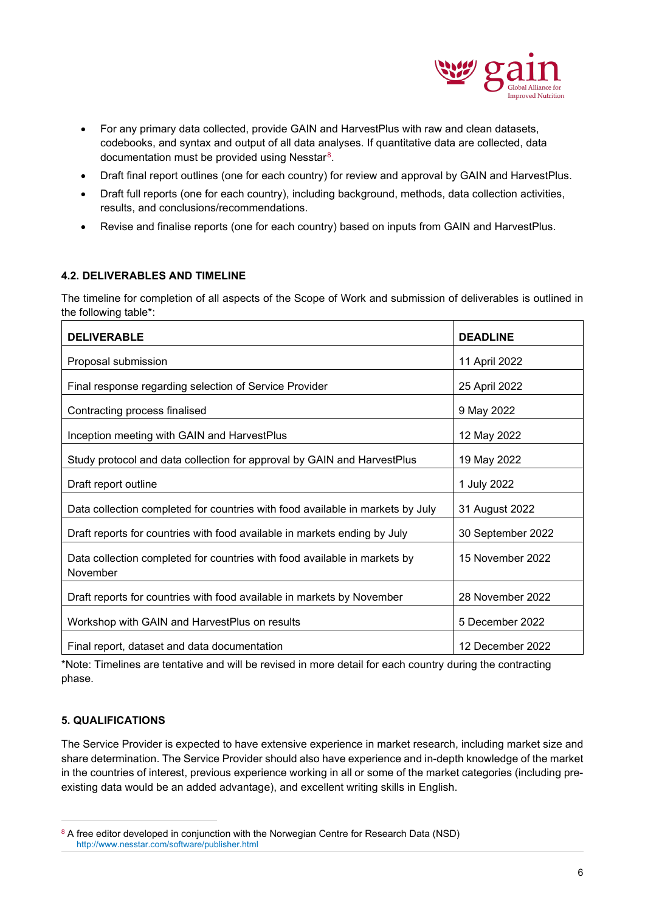- For any primary data collected, provide GAIN and HarvestPlus with raw and clean datasets, codebooks, and syntax and output of all data analyses. If quantitative data are collected, data documentation must be provided using Nesstar[8].
- Draft final report outlines (one for each country) for review and approval by GAIN and HarvestPlus.
- Draft full reports (one for each country), including background, methods, data collection activities, results, and conclusions/recommendations.
- Revise and finalise reports (one for each country) based on inputs from GAIN and HarvestPlus.

### 4.2. DELIVERABLES AND TIMELINE

The timeline for completion of all aspects of the Scope of Work and submission of deliverables is outlined in the following table*:

| DELIVERABLE | DEADLINE |
|---|---|
| Proposal submission | 11 April 2022 |
| Final response regarding selection of Service Provider | 25 April 2022 |
| Contracting process finalised | 9 May 2022 |
| Inception meeting with GAIN and HarvestPlus | 12 May 2022 |
| Study protocol and data collection for approval by GAIN and HarvestPlus | 19 May 2022 |
| Draft report outline | 1 July 2022 |
| Data collection completed for countries with food available in markets by July | 31 August 2022 |
| Draft reports for countries with food available in markets ending by July | 30 September 2022 |
| Data collection completed for countries with food available in markets by November | 15 November 2022 |
| Draft reports for countries with food available in markets by November | 28 November 2022 |
| Workshop with GAIN and HarvestPlus on results | 5 December 2022 |
| Final report, dataset and data documentation | 12 December 2022 |

*Note: Timelines are tentative and will be revised in more detail for each country during the contracting phase.

### 5. QUALIFICATIONS

The Service Provider is expected to have extensive experience in market research, including market size and share determination. The Service Provider should also have experience and in-depth knowledge of the market in the countries of interest, previous experience working in all or some of the market categories (including pre-existing data would be an added advantage), and excellent writing skills in English.

[8] A free editor developed in conjunction with the Norwegian Centre for Research Data (NSD) http://www.nesstar.com/software/publisher.html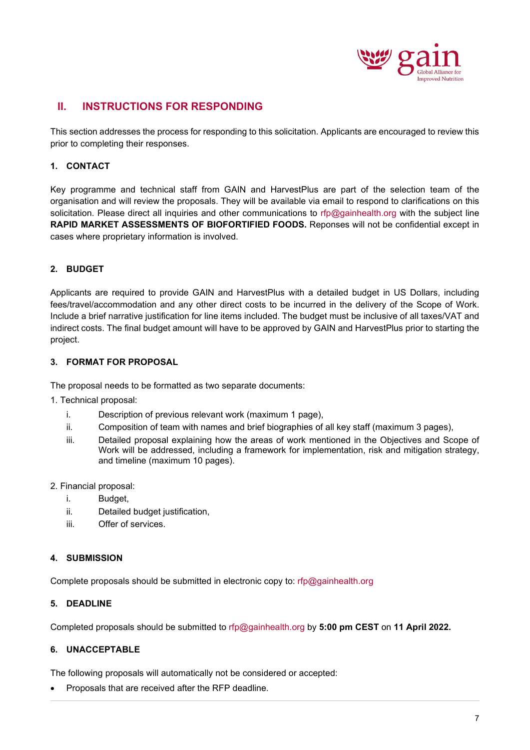## II. INSTRUCTIONS FOR RESPONDING

This section addresses the process for responding to this solicitation. Applicants are encouraged to review this prior to completing their responses.

### 1. CONTACT

Key programme and technical staff from GAIN and HarvestPlus are part of the selection team of the organisation and will review the proposals. They will be available via email to respond to clarifications on this solicitation. Please direct all inquiries and other communications to rfp@gainhealth.org with the subject line **RAPID MARKET ASSESSMENTS OF BIOFORTIFIED FOODS.** Reponses will not be confidential except in cases where proprietary information is involved.

### 2. BUDGET

Applicants are required to provide GAIN and HarvestPlus with a detailed budget in US Dollars, including fees/travel/accommodation and any other direct costs to be incurred in the delivery of the Scope of Work. Include a brief narrative justification for line items included. The budget must be inclusive of all taxes/VAT and indirect costs. The final budget amount will have to be approved by GAIN and HarvestPlus prior to starting the project.

### 3. FORMAT FOR PROPOSAL

The proposal needs to be formatted as two separate documents:

1. Technical proposal:
   i. Description of previous relevant work (maximum 1 page),
   ii. Composition of team with names and brief biographies of all key staff (maximum 3 pages),
   iii. Detailed proposal explaining how the areas of work mentioned in the Objectives and Scope of Work will be addressed, including a framework for implementation, risk and mitigation strategy, and timeline (maximum 10 pages).

2. Financial proposal:
   i. Budget,
   ii. Detailed budget justification,
   iii. Offer of services.

### 4. SUBMISSION

Complete proposals should be submitted in electronic copy to: rfp@gainhealth.org

### 5. DEADLINE

Completed proposals should be submitted to rfp@gainhealth.org by **5:00 pm CEST** on **11 April 2022.**

### 6. UNACCEPTABLE

The following proposals will automatically not be considered or accepted:

- Proposals that are received after the RFP deadline.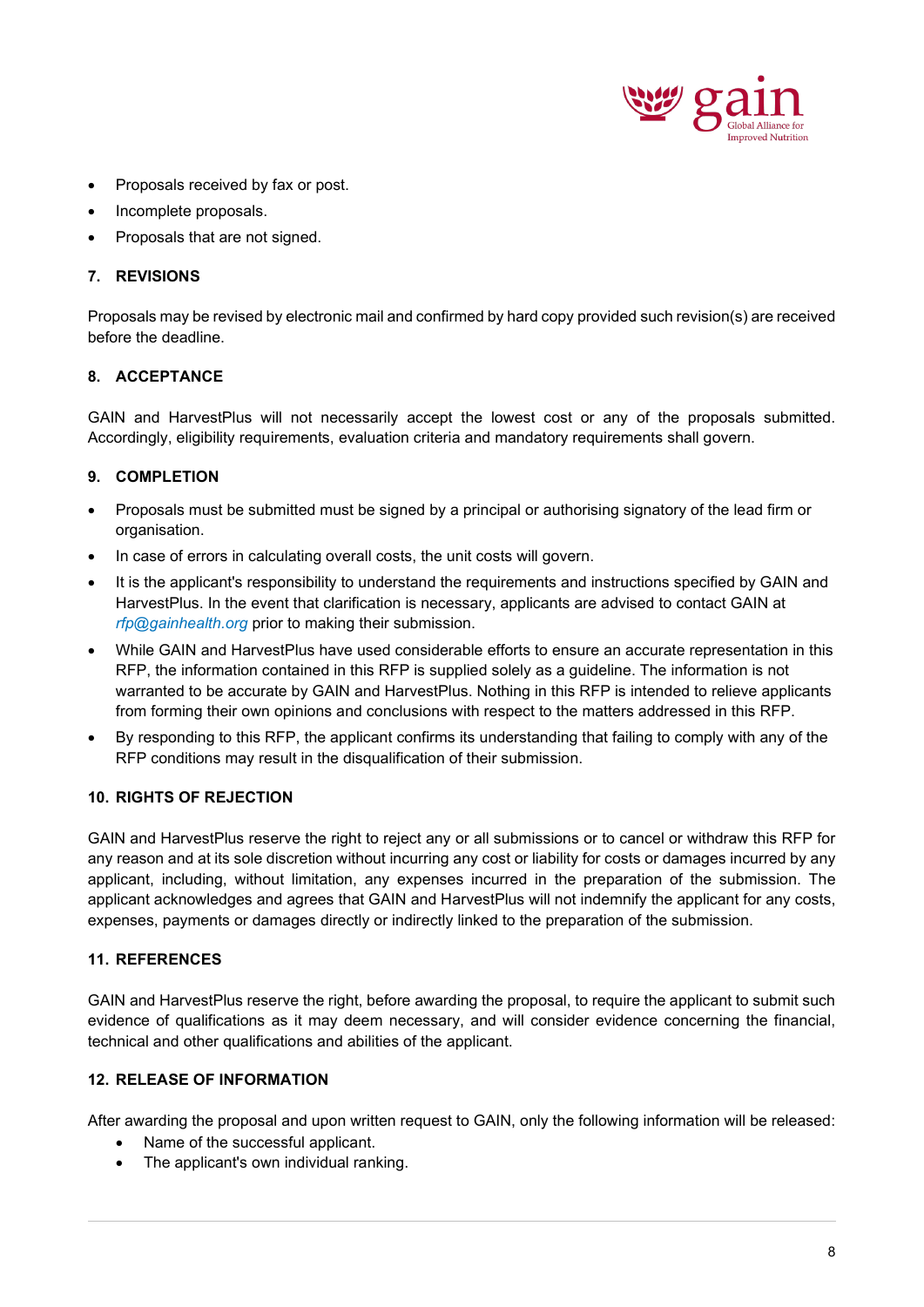- Proposals received by fax or post.
- Incomplete proposals.
- Proposals that are not signed.

## 7. REVISIONS

Proposals may be revised by electronic mail and confirmed by hard copy provided such revision(s) are received before the deadline.

## 8. ACCEPTANCE

GAIN and HarvestPlus will not necessarily accept the lowest cost or any of the proposals submitted. Accordingly, eligibility requirements, evaluation criteria and mandatory requirements shall govern.

## 9. COMPLETION

- Proposals must be submitted must be signed by a principal or authorising signatory of the lead firm or organisation.
- In case of errors in calculating overall costs, the unit costs will govern.
- It is the applicant's responsibility to understand the requirements and instructions specified by GAIN and HarvestPlus. In the event that clarification is necessary, applicants are advised to contact GAIN at *rfp@gainhealth.org* prior to making their submission.
- While GAIN and HarvestPlus have used considerable efforts to ensure an accurate representation in this RFP, the information contained in this RFP is supplied solely as a guideline. The information is not warranted to be accurate by GAIN and HarvestPlus. Nothing in this RFP is intended to relieve applicants from forming their own opinions and conclusions with respect to the matters addressed in this RFP.
- By responding to this RFP, the applicant confirms its understanding that failing to comply with any of the RFP conditions may result in the disqualification of their submission.

## 10. RIGHTS OF REJECTION

GAIN and HarvestPlus reserve the right to reject any or all submissions or to cancel or withdraw this RFP for any reason and at its sole discretion without incurring any cost or liability for costs or damages incurred by any applicant, including, without limitation, any expenses incurred in the preparation of the submission. The applicant acknowledges and agrees that GAIN and HarvestPlus will not indemnify the applicant for any costs, expenses, payments or damages directly or indirectly linked to the preparation of the submission.

## 11. REFERENCES

GAIN and HarvestPlus reserve the right, before awarding the proposal, to require the applicant to submit such evidence of qualifications as it may deem necessary, and will consider evidence concerning the financial, technical and other qualifications and abilities of the applicant.

## 12. RELEASE OF INFORMATION

After awarding the proposal and upon written request to GAIN, only the following information will be released:

- Name of the successful applicant.
- The applicant's own individual ranking.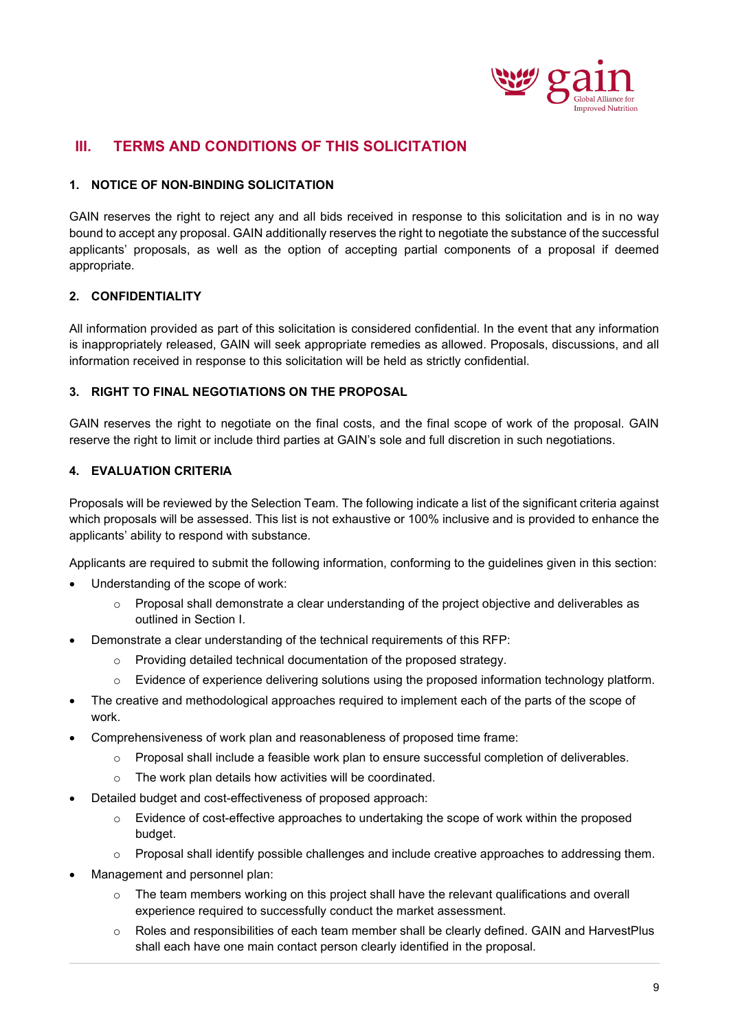## III. TERMS AND CONDITIONS OF THIS SOLICITATION

### 1. NOTICE OF NON-BINDING SOLICITATION

GAIN reserves the right to reject any and all bids received in response to this solicitation and is in no way bound to accept any proposal. GAIN additionally reserves the right to negotiate the substance of the successful applicants' proposals, as well as the option of accepting partial components of a proposal if deemed appropriate.

### 2. CONFIDENTIALITY

All information provided as part of this solicitation is considered confidential. In the event that any information is inappropriately released, GAIN will seek appropriate remedies as allowed. Proposals, discussions, and all information received in response to this solicitation will be held as strictly confidential.

### 3. RIGHT TO FINAL NEGOTIATIONS ON THE PROPOSAL

GAIN reserves the right to negotiate on the final costs, and the final scope of work of the proposal. GAIN reserve the right to limit or include third parties at GAIN's sole and full discretion in such negotiations.

### 4. EVALUATION CRITERIA

Proposals will be reviewed by the Selection Team. The following indicate a list of the significant criteria against which proposals will be assessed. This list is not exhaustive or 100% inclusive and is provided to enhance the applicants' ability to respond with substance.

Applicants are required to submit the following information, conforming to the guidelines given in this section:

- Understanding of the scope of work:
  - Proposal shall demonstrate a clear understanding of the project objective and deliverables as outlined in Section I.
- Demonstrate a clear understanding of the technical requirements of this RFP:
  - Providing detailed technical documentation of the proposed strategy.
  - Evidence of experience delivering solutions using the proposed information technology platform.
- The creative and methodological approaches required to implement each of the parts of the scope of work.
- Comprehensiveness of work plan and reasonableness of proposed time frame:
  - Proposal shall include a feasible work plan to ensure successful completion of deliverables.
  - The work plan details how activities will be coordinated.
- Detailed budget and cost-effectiveness of proposed approach:
  - Evidence of cost-effective approaches to undertaking the scope of work within the proposed budget.
  - Proposal shall identify possible challenges and include creative approaches to addressing them.
- Management and personnel plan:
  - The team members working on this project shall have the relevant qualifications and overall experience required to successfully conduct the market assessment.
  - Roles and responsibilities of each team member shall be clearly defined. GAIN and HarvestPlus shall each have one main contact person clearly identified in the proposal.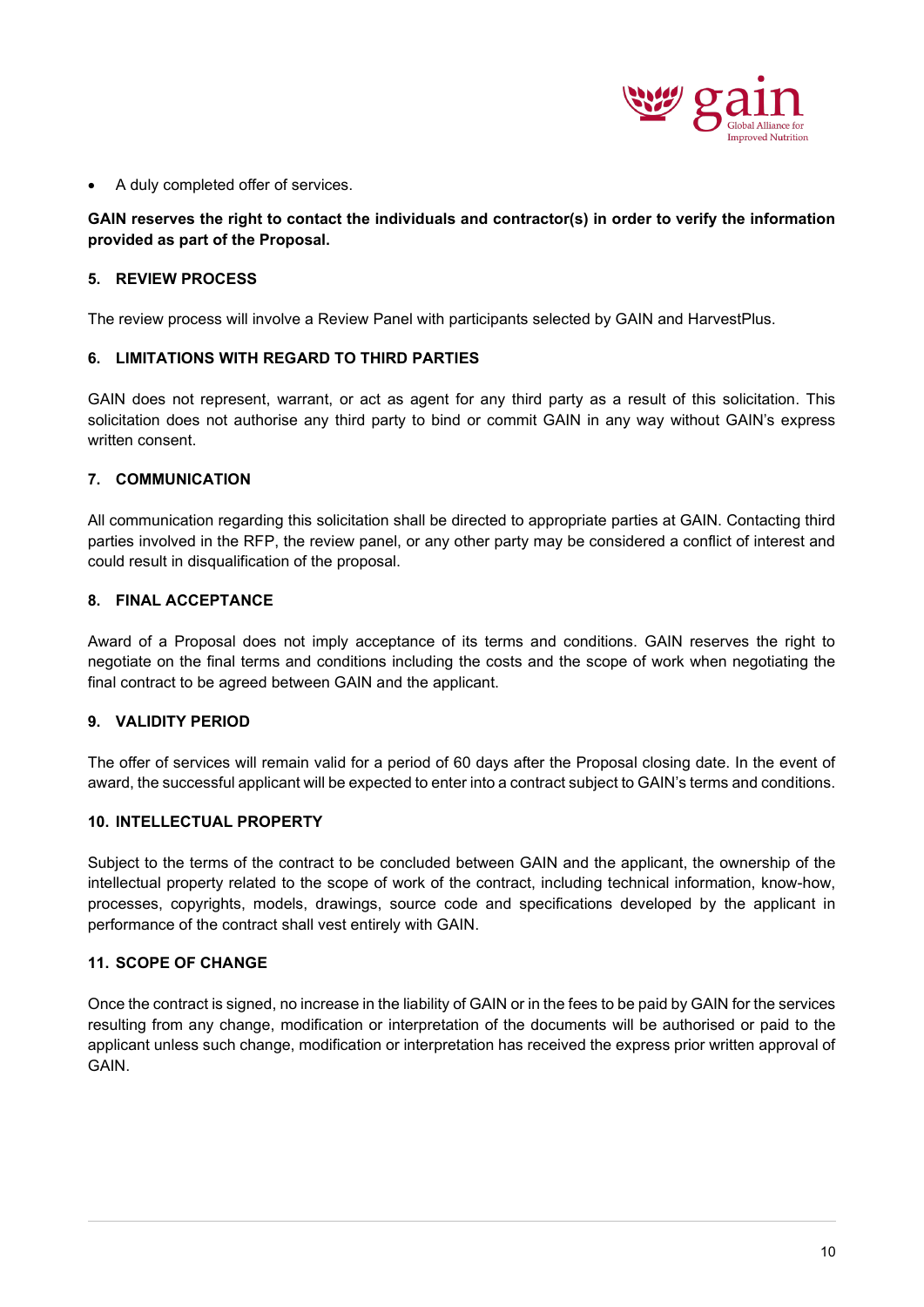- A duly completed offer of services.

**GAIN reserves the right to contact the individuals and contractor(s) in order to verify the information provided as part of the Proposal.**

## 5. REVIEW PROCESS

The review process will involve a Review Panel with participants selected by GAIN and HarvestPlus.

## 6. LIMITATIONS WITH REGARD TO THIRD PARTIES

GAIN does not represent, warrant, or act as agent for any third party as a result of this solicitation. This solicitation does not authorise any third party to bind or commit GAIN in any way without GAIN's express written consent.

## 7. COMMUNICATION

All communication regarding this solicitation shall be directed to appropriate parties at GAIN. Contacting third parties involved in the RFP, the review panel, or any other party may be considered a conflict of interest and could result in disqualification of the proposal.

## 8. FINAL ACCEPTANCE

Award of a Proposal does not imply acceptance of its terms and conditions. GAIN reserves the right to negotiate on the final terms and conditions including the costs and the scope of work when negotiating the final contract to be agreed between GAIN and the applicant.

## 9. VALIDITY PERIOD

The offer of services will remain valid for a period of 60 days after the Proposal closing date. In the event of award, the successful applicant will be expected to enter into a contract subject to GAIN's terms and conditions.

## 10. INTELLECTUAL PROPERTY

Subject to the terms of the contract to be concluded between GAIN and the applicant, the ownership of the intellectual property related to the scope of work of the contract, including technical information, know-how, processes, copyrights, models, drawings, source code and specifications developed by the applicant in performance of the contract shall vest entirely with GAIN.

## 11. SCOPE OF CHANGE

Once the contract is signed, no increase in the liability of GAIN or in the fees to be paid by GAIN for the services resulting from any change, modification or interpretation of the documents will be authorised or paid to the applicant unless such change, modification or interpretation has received the express prior written approval of GAIN.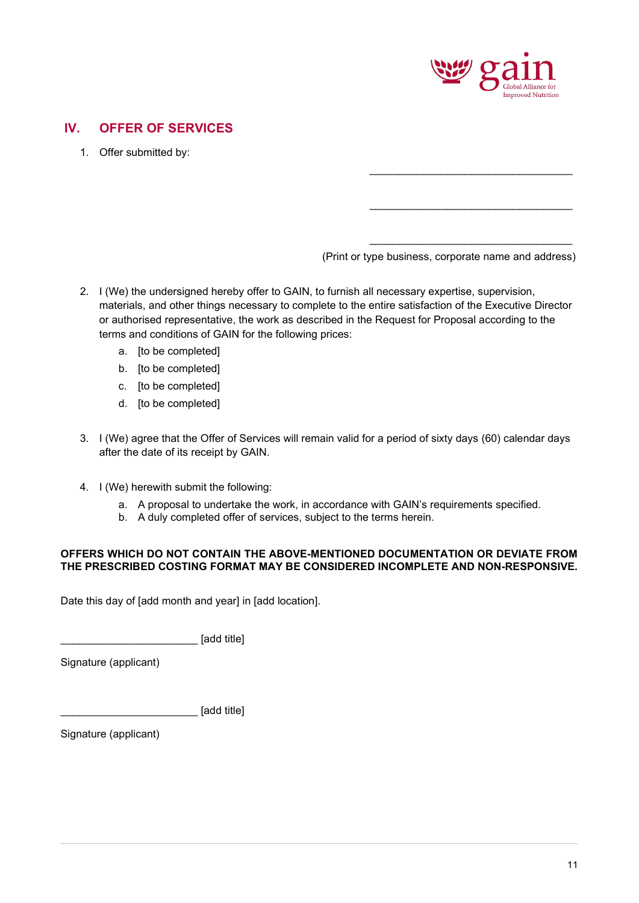## IV. OFFER OF SERVICES

1. Offer submitted by:

___________________________________

___________________________________

___________________________________

(Print or type business, corporate name and address)

2. I (We) the undersigned hereby offer to GAIN, to furnish all necessary expertise, supervision, materials, and other things necessary to complete to the entire satisfaction of the Executive Director or authorised representative, the work as described in the Request for Proposal according to the terms and conditions of GAIN for the following prices:
   a. [to be completed]
   b. [to be completed]
   c. [to be completed]
   d. [to be completed]

3. I (We) agree that the Offer of Services will remain valid for a period of sixty days (60) calendar days after the date of its receipt by GAIN.

4. I (We) herewith submit the following:
   a. A proposal to undertake the work, in accordance with GAIN's requirements specified.
   b. A duly completed offer of services, subject to the terms herein.

**OFFERS WHICH DO NOT CONTAIN THE ABOVE-MENTIONED DOCUMENTATION OR DEVIATE FROM THE PRESCRIBED COSTING FORMAT MAY BE CONSIDERED INCOMPLETE AND NON-RESPONSIVE.**

Date this day of [add month and year] in [add location].

________________________ [add title]

Signature (applicant)

________________________ [add title]

Signature (applicant)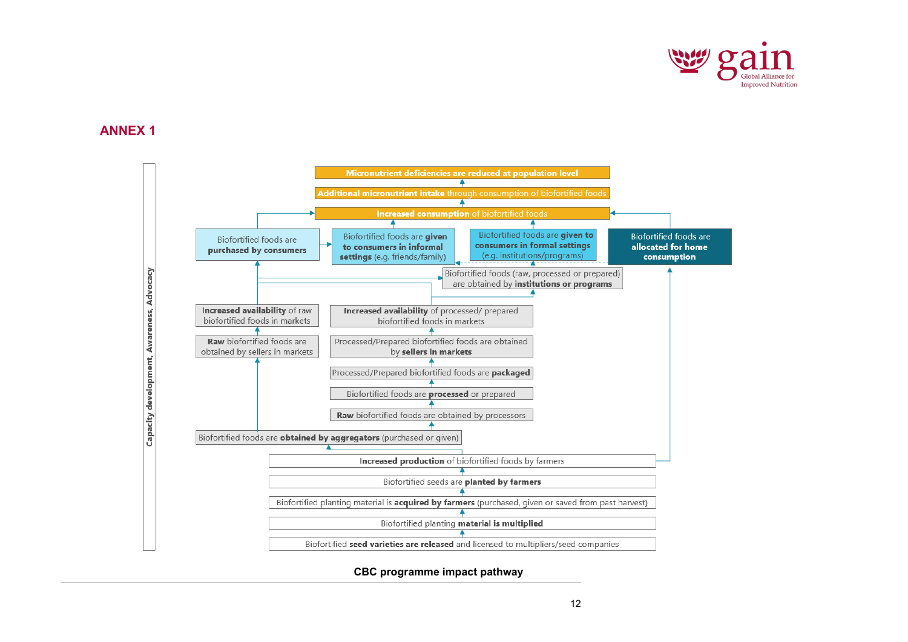## ANNEX 1

Capacity development, Awareness, Advocacy

Micronutrient deficiencies are reduced at population level

Additional micronutrient intake through consumption of biofortified foods

Increased consumption of biofortified foods

Biofortified foods are purchased by consumers

Biofortified foods are given to consumers in informal settings (e.g. friends/family)

Biofortified foods are given to consumers in formal settings (e.g. institutions/programs)

Biofortified foods are allocated for home consumption

Biofortified foods (raw, processed or prepared) are obtained by institutions or programs

Increased availability of raw biofortified foods in markets

Increased availability of processed/ prepared biofortified foods in markets

Raw biofortified foods are obtained by sellers in markets

Processed/Prepared biofortified foods are obtained by sellers in markets

Processed/Prepared biofortified foods are packaged

Biofortified foods are processed or prepared

Raw biofortified foods are obtained by processors

Biofortified foods are obtained by aggregators (purchased or given)

Increased production of biofortified foods by farmers

Biofortified seeds are planted by farmers

Biofortified planting material is acquired by farmers (purchased, given or saved from past harvest)

Biofortified planting material is multiplied

Biofortified seed varieties are released and licensed to multipliers/seed companies

**CBC programme impact pathway**